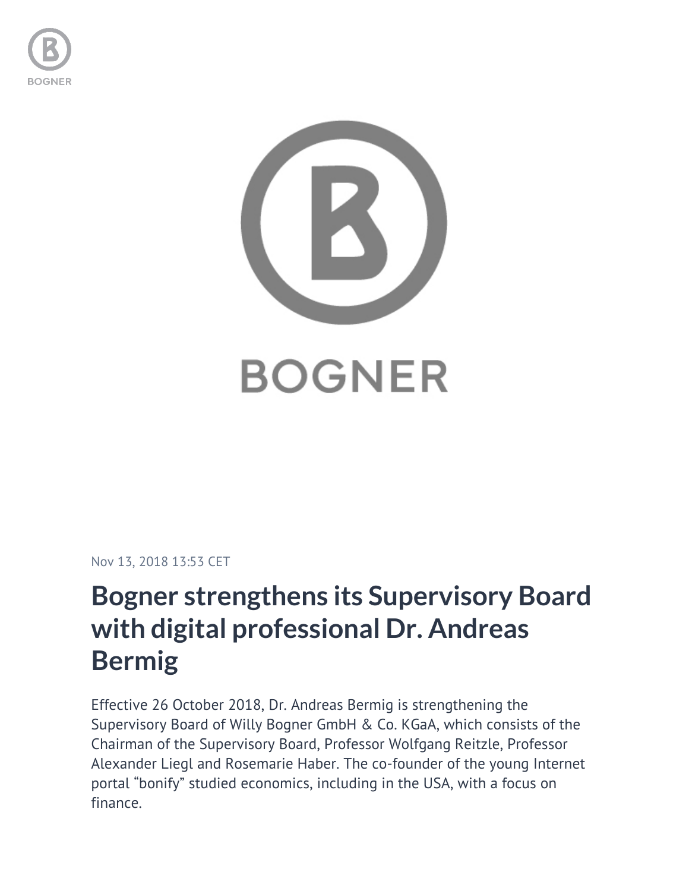Nov 13, 2018 13:53 CET

# Bogner strengthens its Supervisory Board with digital professional Dr. Andreas Bermig

Effective 26 October 2018, Dr. Andreas Bermig is strengthening the Supervisory Board of Willy Bogner GmbH & Co. KGaA, which consists of the Chairman of the Supervisory Board, Professor Wolfgang Reitzle, Professor Alexander Liegl and Rosemarie Haber. The co-founder of the young Internet portal "bonify" studied economics, including in the USA, with a focus on finance.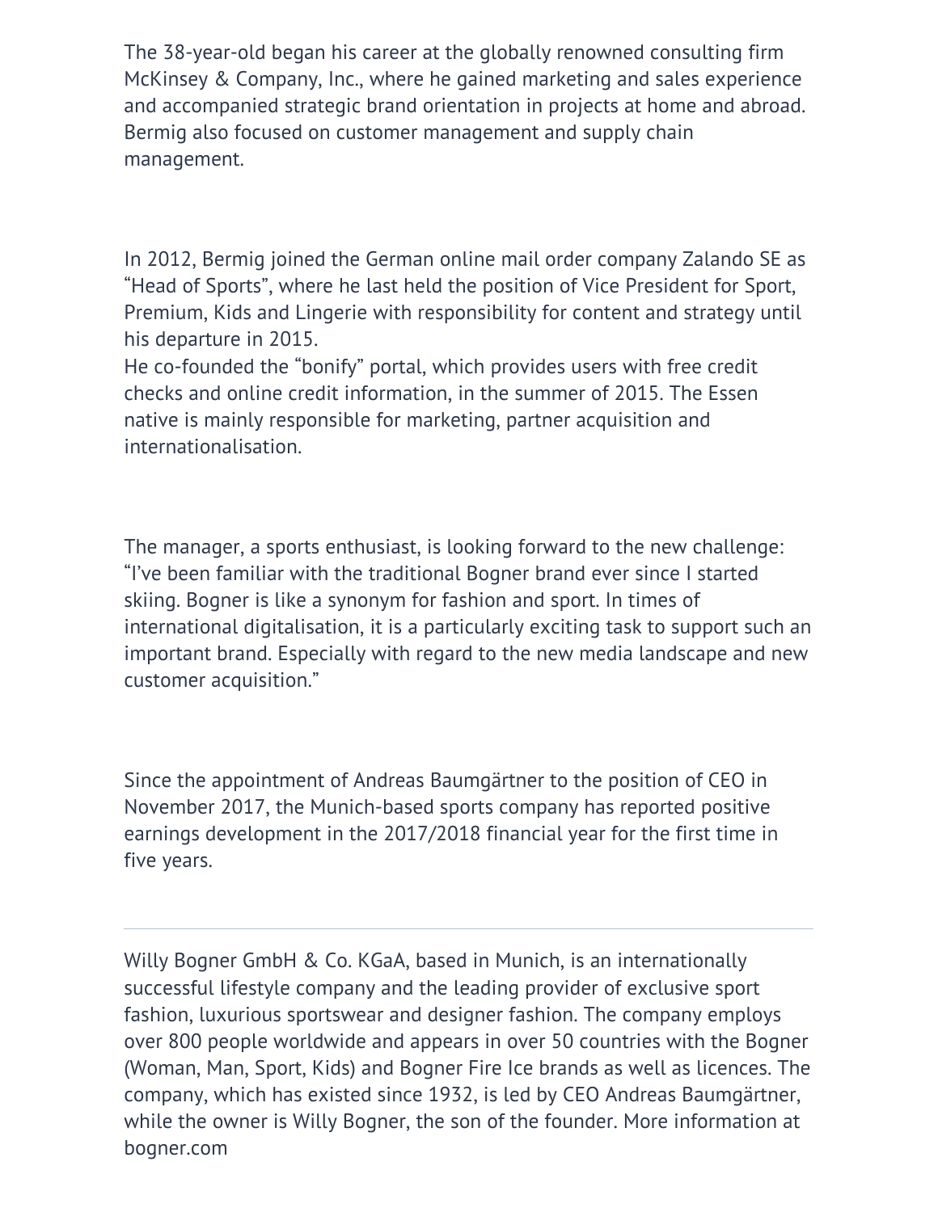The 38-year-old began his career at the globally renowned consulting firm McKinsey & Company, Inc., where he gained marketing and sales experience and accompanied strategic brand orientation in projects at home and abroad. Bermig also focused on customer management and supply chain management.

In 2012, Bermig joined the German online mail order company Zalando SE as "Head of Sports", where he last held the position of Vice President for Sport, Premium, Kids and Lingerie with responsibility for content and strategy until his departure in 2015.
He co-founded the "bonify" portal, which provides users with free credit checks and online credit information, in the summer of 2015. The Essen native is mainly responsible for marketing, partner acquisition and internationalisation.

The manager, a sports enthusiast, is looking forward to the new challenge: "I've been familiar with the traditional Bogner brand ever since I started skiing. Bogner is like a synonym for fashion and sport. In times of international digitalisation, it is a particularly exciting task to support such an important brand. Especially with regard to the new media landscape and new customer acquisition."

Since the appointment of Andreas Baumgärtner to the position of CEO in November 2017, the Munich-based sports company has reported positive earnings development in the 2017/2018 financial year for the first time in five years.

---

Willy Bogner GmbH & Co. KGaA, based in Munich, is an internationally successful lifestyle company and the leading provider of exclusive sport fashion, luxurious sportswear and designer fashion. The company employs over 800 people worldwide and appears in over 50 countries with the Bogner (Woman, Man, Sport, Kids) and Bogner Fire Ice brands as well as licences. The company, which has existed since 1932, is led by CEO Andreas Baumgärtner, while the owner is Willy Bogner, the son of the founder. More information at bogner.com